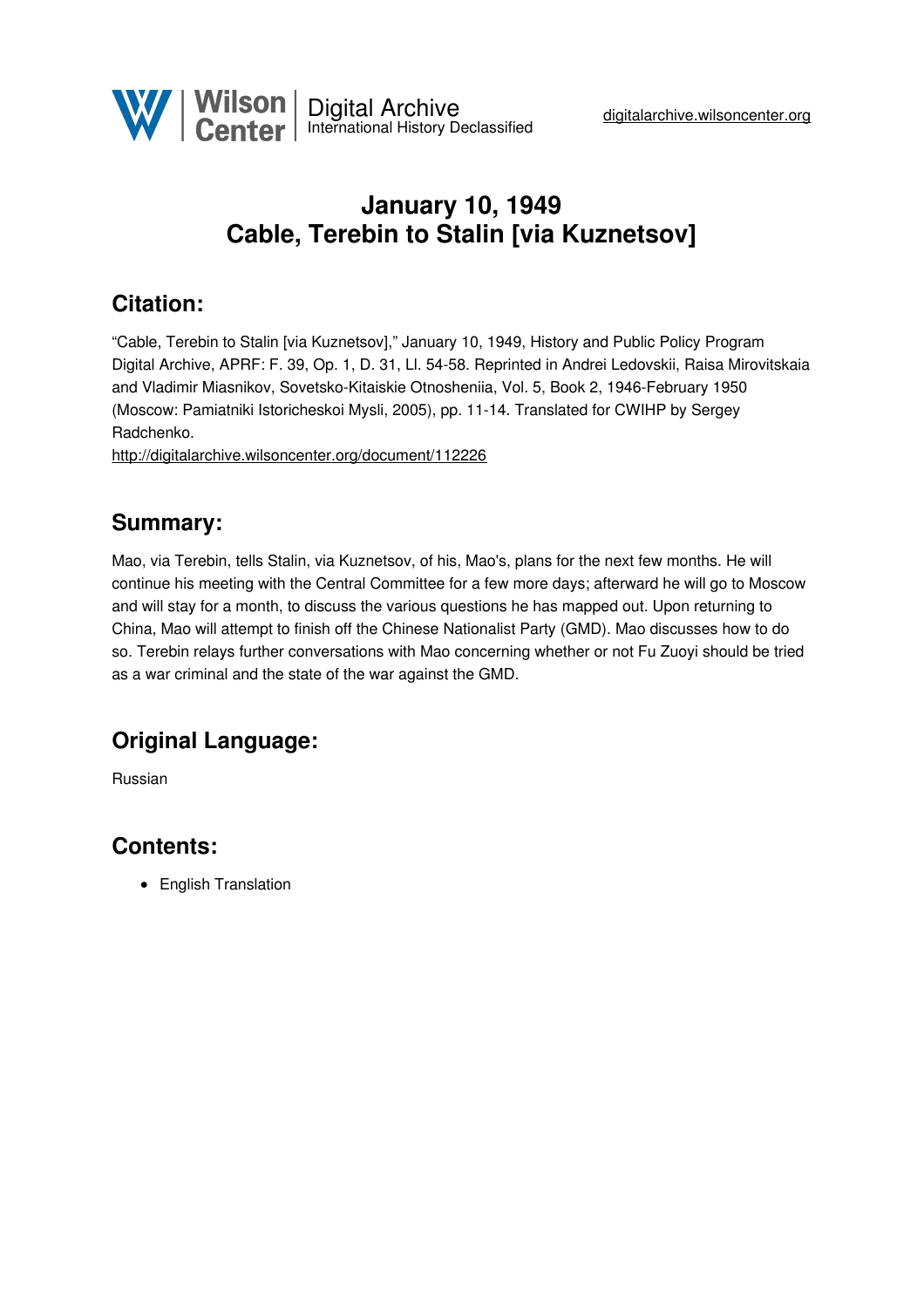# January 10, 1949
# Cable, Terebin to Stalin [via Kuznetsov]

## Citation:

"Cable, Terebin to Stalin [via Kuznetsov]," January 10, 1949, History and Public Policy Program Digital Archive, APRF: F. 39, Op. 1, D. 31, Ll. 54-58. Reprinted in Andrei Ledovskii, Raisa Mirovitskaia and Vladimir Miasnikov, Sovetsko-Kitaiskie Otnosheniia, Vol. 5, Book 2, 1946-February 1950 (Moscow: Pamiatniki Istoricheskoi Mysli, 2005), pp. 11-14. Translated for CWIHP by Sergey Radchenko.

http://digitalarchive.wilsoncenter.org/document/112226

## Summary:

Mao, via Terebin, tells Stalin, via Kuznetsov, of his, Mao's, plans for the next few months. He will continue his meeting with the Central Committee for a few more days; afterward he will go to Moscow and will stay for a month, to discuss the various questions he has mapped out. Upon returning to China, Mao will attempt to finish off the Chinese Nationalist Party (GMD). Mao discusses how to do so. Terebin relays further conversations with Mao concerning whether or not Fu Zuoyi should be tried as a war criminal and the state of the war against the GMD.

## Original Language:

Russian

## Contents:

- English Translation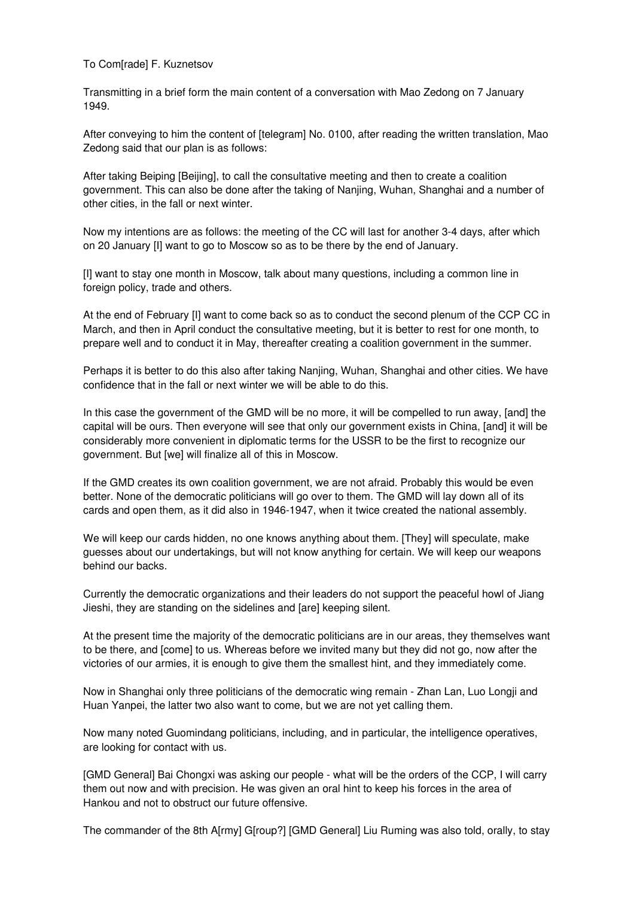To Com[rade] F. Kuznetsov

Transmitting in a brief form the main content of a conversation with Mao Zedong on 7 January 1949.

After conveying to him the content of [telegram] No. 0100, after reading the written translation, Mao Zedong said that our plan is as follows:

After taking Beiping [Beijing], to call the consultative meeting and then to create a coalition government. This can also be done after the taking of Nanjing, Wuhan, Shanghai and a number of other cities, in the fall or next winter.

Now my intentions are as follows: the meeting of the CC will last for another 3-4 days, after which on 20 January [I] want to go to Moscow so as to be there by the end of January.

[I] want to stay one month in Moscow, talk about many questions, including a common line in foreign policy, trade and others.

At the end of February [I] want to come back so as to conduct the second plenum of the CCP CC in March, and then in April conduct the consultative meeting, but it is better to rest for one month, to prepare well and to conduct it in May, thereafter creating a coalition government in the summer.

Perhaps it is better to do this also after taking Nanjing, Wuhan, Shanghai and other cities. We have confidence that in the fall or next winter we will be able to do this.

In this case the government of the GMD will be no more, it will be compelled to run away, [and] the capital will be ours. Then everyone will see that only our government exists in China, [and] it will be considerably more convenient in diplomatic terms for the USSR to be the first to recognize our government. But [we] will finalize all of this in Moscow.

If the GMD creates its own coalition government, we are not afraid. Probably this would be even better. None of the democratic politicians will go over to them. The GMD will lay down all of its cards and open them, as it did also in 1946-1947, when it twice created the national assembly.

We will keep our cards hidden, no one knows anything about them. [They] will speculate, make guesses about our undertakings, but will not know anything for certain. We will keep our weapons behind our backs.

Currently the democratic organizations and their leaders do not support the peaceful howl of Jiang Jieshi, they are standing on the sidelines and [are] keeping silent.

At the present time the majority of the democratic politicians are in our areas, they themselves want to be there, and [come] to us. Whereas before we invited many but they did not go, now after the victories of our armies, it is enough to give them the smallest hint, and they immediately come.

Now in Shanghai only three politicians of the democratic wing remain - Zhan Lan, Luo Longji and Huan Yanpei, the latter two also want to come, but we are not yet calling them.

Now many noted Guomindang politicians, including, and in particular, the intelligence operatives, are looking for contact with us.

[GMD General] Bai Chongxi was asking our people - what will be the orders of the CCP, I will carry them out now and with precision. He was given an oral hint to keep his forces in the area of Hankou and not to obstruct our future offensive.

The commander of the 8th A[rmy] G[roup?] [GMD General] Liu Ruming was also told, orally, to stay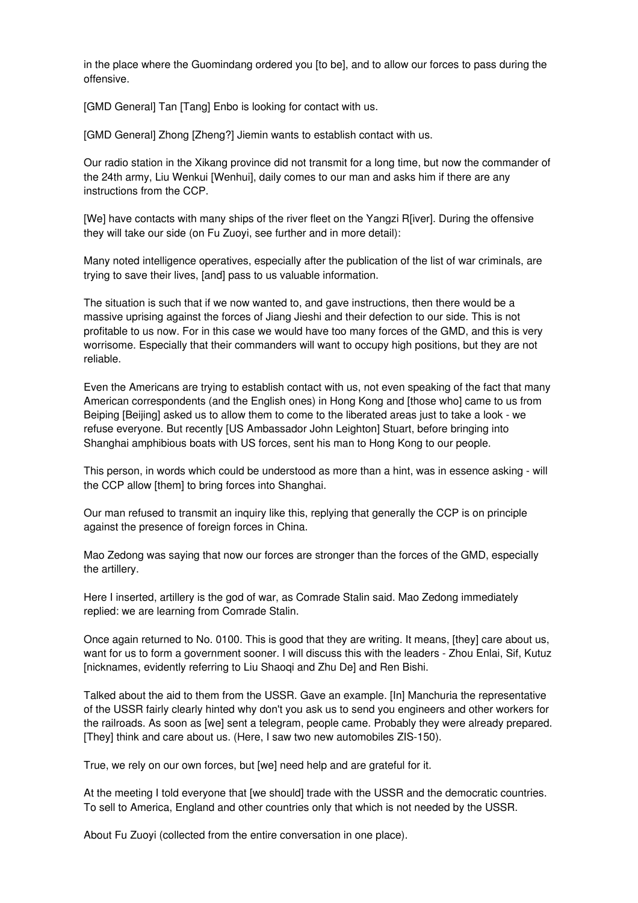in the place where the Guomindang ordered you [to be], and to allow our forces to pass during the offensive.

[GMD General] Tan [Tang] Enbo is looking for contact with us.

[GMD General] Zhong [Zheng?] Jiemin wants to establish contact with us.

Our radio station in the Xikang province did not transmit for a long time, but now the commander of the 24th army, Liu Wenkui [Wenhui], daily comes to our man and asks him if there are any instructions from the CCP.

[We] have contacts with many ships of the river fleet on the Yangzi R[iver]. During the offensive they will take our side (on Fu Zuoyi, see further and in more detail):

Many noted intelligence operatives, especially after the publication of the list of war criminals, are trying to save their lives, [and] pass to us valuable information.

The situation is such that if we now wanted to, and gave instructions, then there would be a massive uprising against the forces of Jiang Jieshi and their defection to our side. This is not profitable to us now. For in this case we would have too many forces of the GMD, and this is very worrisome. Especially that their commanders will want to occupy high positions, but they are not reliable.

Even the Americans are trying to establish contact with us, not even speaking of the fact that many American correspondents (and the English ones) in Hong Kong and [those who] came to us from Beiping [Beijing] asked us to allow them to come to the liberated areas just to take a look - we refuse everyone. But recently [US Ambassador John Leighton] Stuart, before bringing into Shanghai amphibious boats with US forces, sent his man to Hong Kong to our people.

This person, in words which could be understood as more than a hint, was in essence asking - will the CCP allow [them] to bring forces into Shanghai.

Our man refused to transmit an inquiry like this, replying that generally the CCP is on principle against the presence of foreign forces in China.

Mao Zedong was saying that now our forces are stronger than the forces of the GMD, especially the artillery.

Here I inserted, artillery is the god of war, as Comrade Stalin said. Mao Zedong immediately replied: we are learning from Comrade Stalin.

Once again returned to No. 0100. This is good that they are writing. It means, [they] care about us, want for us to form a government sooner. I will discuss this with the leaders - Zhou Enlai, Sif, Kutuz [nicknames, evidently referring to Liu Shaoqi and Zhu De] and Ren Bishi.

Talked about the aid to them from the USSR. Gave an example. [In] Manchuria the representative of the USSR fairly clearly hinted why don't you ask us to send you engineers and other workers for the railroads. As soon as [we] sent a telegram, people came. Probably they were already prepared. [They] think and care about us. (Here, I saw two new automobiles ZIS-150).

True, we rely on our own forces, but [we] need help and are grateful for it.

At the meeting I told everyone that [we should] trade with the USSR and the democratic countries. To sell to America, England and other countries only that which is not needed by the USSR.

About Fu Zuoyi (collected from the entire conversation in one place).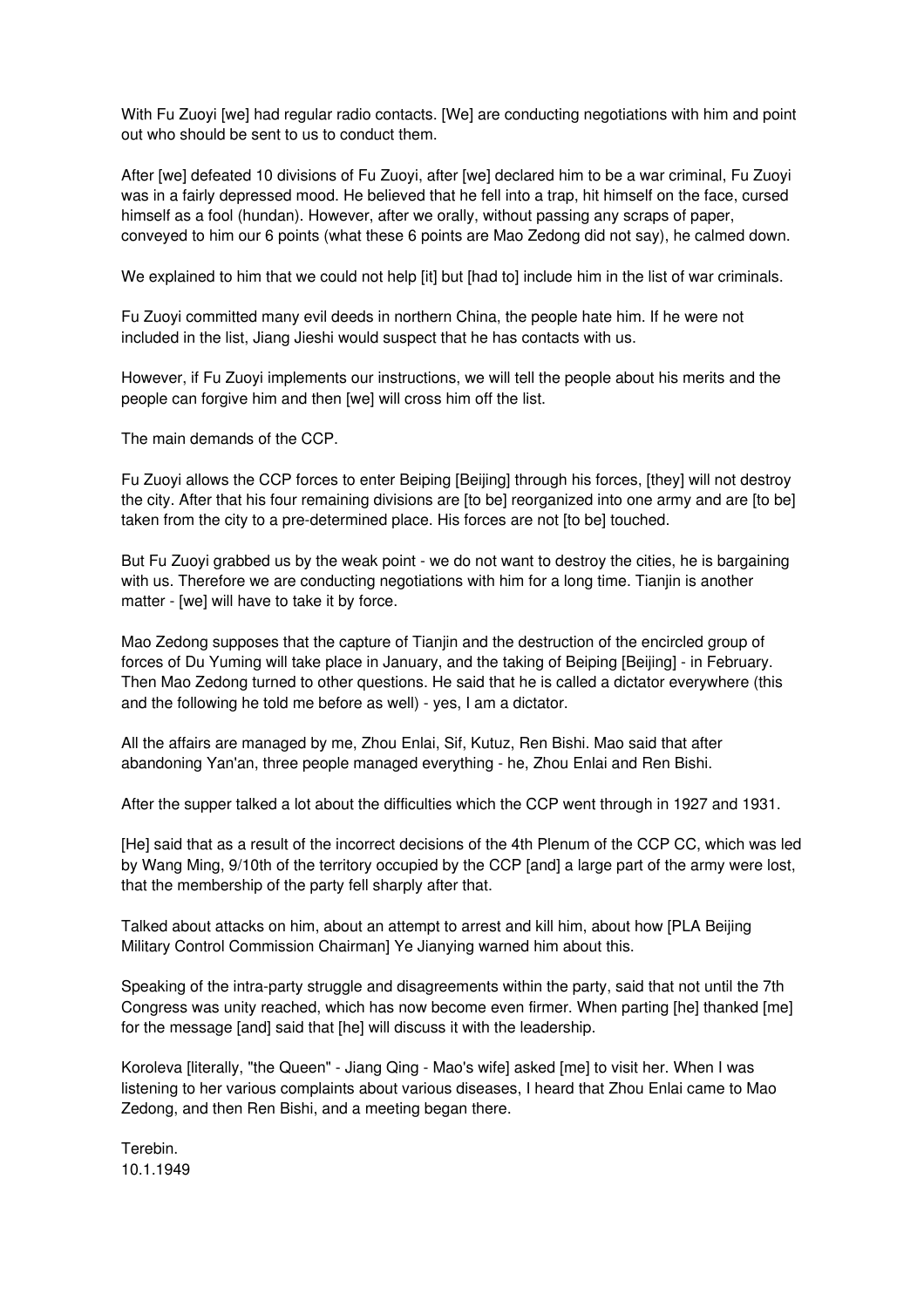With Fu Zuoyi [we] had regular radio contacts. [We] are conducting negotiations with him and point out who should be sent to us to conduct them.

After [we] defeated 10 divisions of Fu Zuoyi, after [we] declared him to be a war criminal, Fu Zuoyi was in a fairly depressed mood. He believed that he fell into a trap, hit himself on the face, cursed himself as a fool (hundan). However, after we orally, without passing any scraps of paper, conveyed to him our 6 points (what these 6 points are Mao Zedong did not say), he calmed down.

We explained to him that we could not help [it] but [had to] include him in the list of war criminals.

Fu Zuoyi committed many evil deeds in northern China, the people hate him. If he were not included in the list, Jiang Jieshi would suspect that he has contacts with us.

However, if Fu Zuoyi implements our instructions, we will tell the people about his merits and the people can forgive him and then [we] will cross him off the list.

The main demands of the CCP.

Fu Zuoyi allows the CCP forces to enter Beiping [Beijing] through his forces, [they] will not destroy the city. After that his four remaining divisions are [to be] reorganized into one army and are [to be] taken from the city to a pre-determined place. His forces are not [to be] touched.

But Fu Zuoyi grabbed us by the weak point - we do not want to destroy the cities, he is bargaining with us. Therefore we are conducting negotiations with him for a long time. Tianjin is another matter - [we] will have to take it by force.

Mao Zedong supposes that the capture of Tianjin and the destruction of the encircled group of forces of Du Yuming will take place in January, and the taking of Beiping [Beijing] - in February. Then Mao Zedong turned to other questions. He said that he is called a dictator everywhere (this and the following he told me before as well) - yes, I am a dictator.

All the affairs are managed by me, Zhou Enlai, Sif, Kutuz, Ren Bishi. Mao said that after abandoning Yan'an, three people managed everything - he, Zhou Enlai and Ren Bishi.

After the supper talked a lot about the difficulties which the CCP went through in 1927 and 1931.

[He] said that as a result of the incorrect decisions of the 4th Plenum of the CCP CC, which was led by Wang Ming, 9/10th of the territory occupied by the CCP [and] a large part of the army were lost, that the membership of the party fell sharply after that.

Talked about attacks on him, about an attempt to arrest and kill him, about how [PLA Beijing Military Control Commission Chairman] Ye Jianying warned him about this.

Speaking of the intra-party struggle and disagreements within the party, said that not until the 7th Congress was unity reached, which has now become even firmer. When parting [he] thanked [me] for the message [and] said that [he] will discuss it with the leadership.

Koroleva [literally, "the Queen" - Jiang Qing - Mao's wife] asked [me] to visit her. When I was listening to her various complaints about various diseases, I heard that Zhou Enlai came to Mao Zedong, and then Ren Bishi, and a meeting began there.

Terebin.
10.1.1949